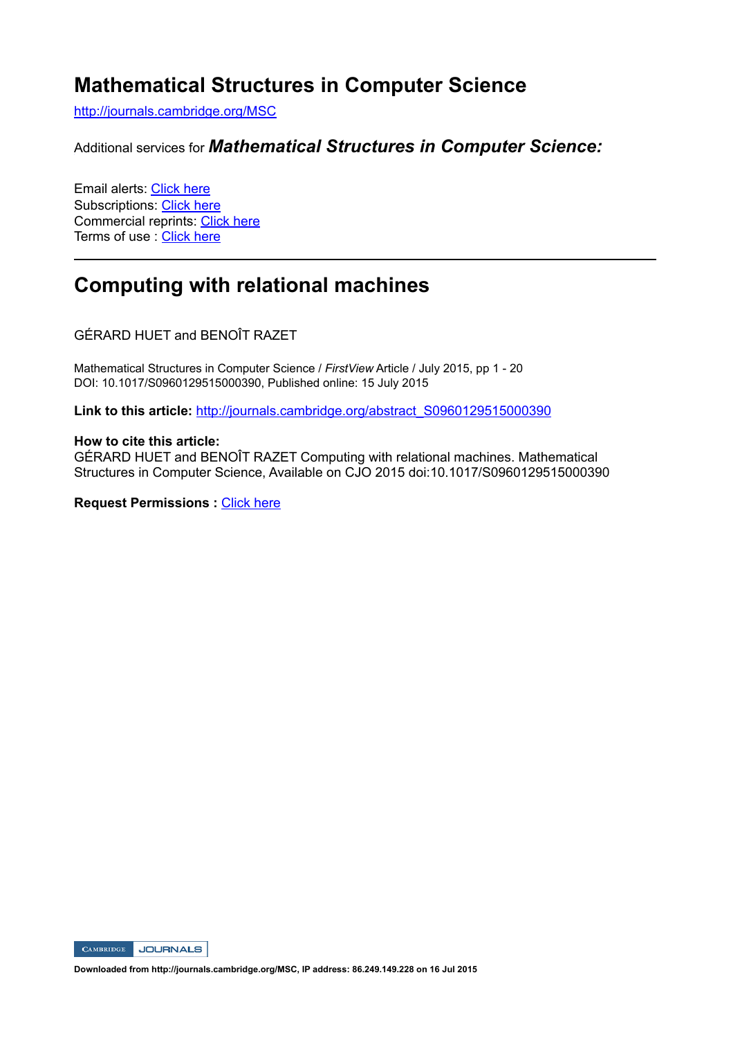# Mathematical Structures in Computer Science

http://journals.cambridge.org/MSC

Additional services for ***Mathematical Structures in Computer Science:***

Email alerts: Click here
Subscriptions: Click here
Commercial reprints: Click here
Terms of use : Click here

---

# Computing with relational machines

GÉRARD HUET and BENOÎT RAZET

Mathematical Structures in Computer Science / *FirstView* Article / July 2015, pp 1 - 20
DOI: 10.1017/S0960129515000390, Published online: 15 July 2015

**Link to this article:** http://journals.cambridge.org/abstract_S0960129515000390

**How to cite this article:**
GÉRARD HUET and BENOÎT RAZET Computing with relational machines. Mathematical Structures in Computer Science, Available on CJO 2015 doi:10.1017/S0960129515000390

**Request Permissions :** Click here

**Downloaded from http://journals.cambridge.org/MSC, IP address: 86.249.149.228 on 16 Jul 2015**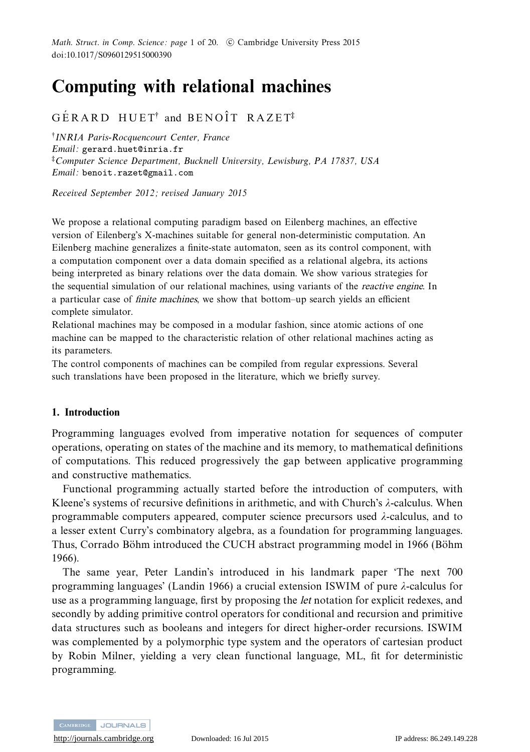# Computing with relational machines

GÉRARD HUET[†] and BENOÎT RAZET[‡]

[†]*INRIA Paris-Rocquencourt Center, France*
*Email:* gerard.huet@inria.fr
[‡]*Computer Science Department, Bucknell University, Lewisburg, PA 17837, USA*
*Email:* benoit.razet@gmail.com

*Received September 2012; revised January 2015*

We propose a relational computing paradigm based on Eilenberg machines, an effective version of Eilenberg's X-machines suitable for general non-deterministic computation. An Eilenberg machine generalizes a finite-state automaton, seen as its control component, with a computation component over a data domain specified as a relational algebra, its actions being interpreted as binary relations over the data domain. We show various strategies for the sequential simulation of our relational machines, using variants of the *reactive engine*. In a particular case of *finite machines*, we show that bottom–up search yields an efficient complete simulator.

Relational machines may be composed in a modular fashion, since atomic actions of one machine can be mapped to the characteristic relation of other relational machines acting as its parameters.

The control components of machines can be compiled from regular expressions. Several such translations have been proposed in the literature, which we briefly survey.

## 1. Introduction

Programming languages evolved from imperative notation for sequences of computer operations, operating on states of the machine and its memory, to mathematical definitions of computations. This reduced progressively the gap between applicative programming and constructive mathematics.

Functional programming actually started before the introduction of computers, with Kleene's systems of recursive definitions in arithmetic, and with Church's $\lambda$-calculus. When programmable computers appeared, computer science precursors used $\lambda$-calculus, and to a lesser extent Curry's combinatory algebra, as a foundation for programming languages. Thus, Corrado Böhm introduced the CUCH abstract programming model in 1966 (Böhm 1966).

The same year, Peter Landin's introduced in his landmark paper 'The next 700 programming languages' (Landin 1966) a crucial extension ISWIM of pure $\lambda$-calculus for use as a programming language, first by proposing the *let* notation for explicit redexes, and secondly by adding primitive control operators for conditional and recursion and primitive data structures such as booleans and integers for direct higher-order recursions. ISWIM was complemented by a polymorphic type system and the operators of cartesian product by Robin Milner, yielding a very clean functional language, ML, fit for deterministic programming.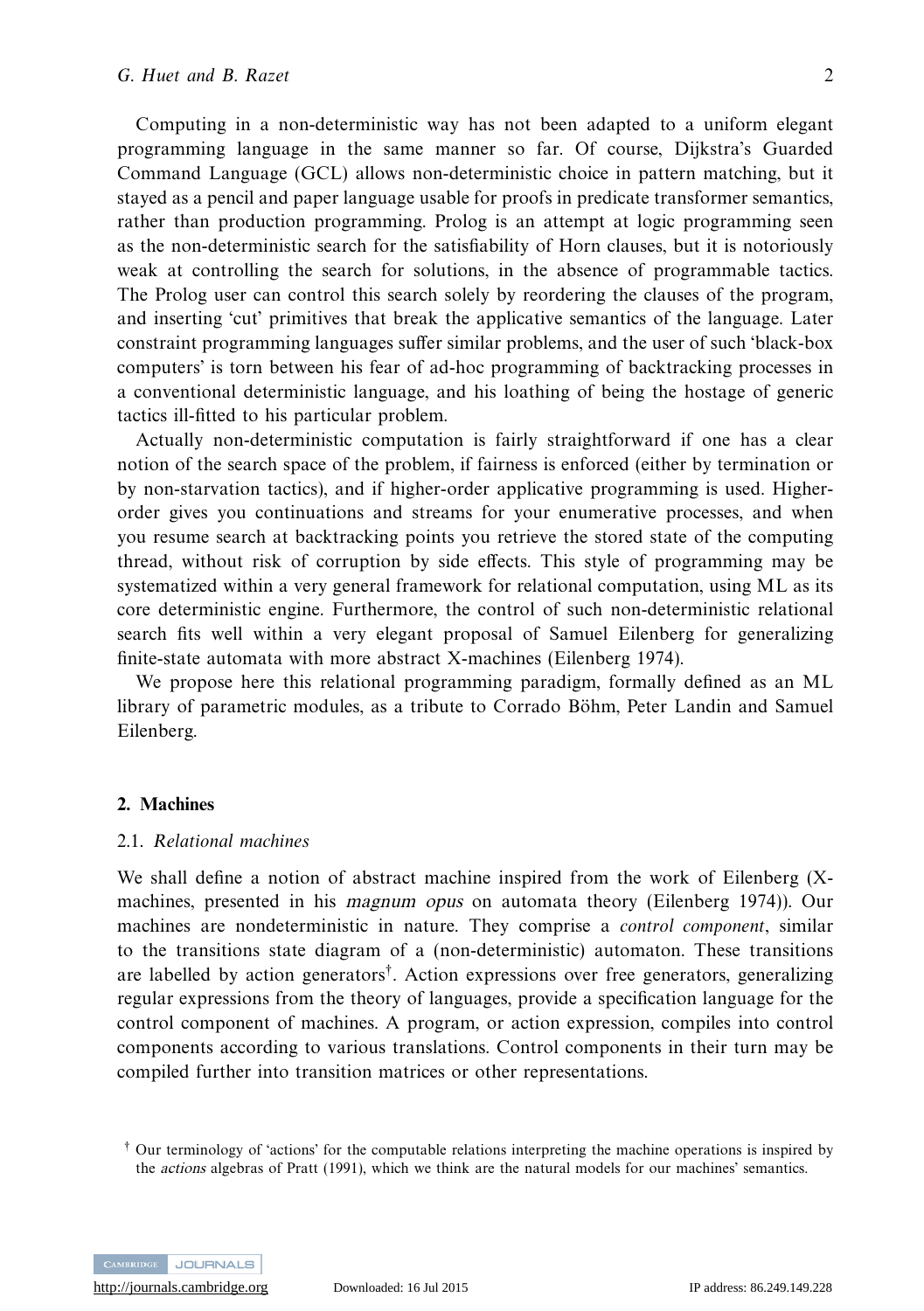Computing in a non-deterministic way has not been adapted to a uniform elegant programming language in the same manner so far. Of course, Dijkstra's Guarded Command Language (GCL) allows non-deterministic choice in pattern matching, but it stayed as a pencil and paper language usable for proofs in predicate transformer semantics, rather than production programming. Prolog is an attempt at logic programming seen as the non-deterministic search for the satisfiability of Horn clauses, but it is notoriously weak at controlling the search for solutions, in the absence of programmable tactics. The Prolog user can control this search solely by reordering the clauses of the program, and inserting 'cut' primitives that break the applicative semantics of the language. Later constraint programming languages suffer similar problems, and the user of such 'black-box computers' is torn between his fear of ad-hoc programming of backtracking processes in a conventional deterministic language, and his loathing of being the hostage of generic tactics ill-fitted to his particular problem.

Actually non-deterministic computation is fairly straightforward if one has a clear notion of the search space of the problem, if fairness is enforced (either by termination or by non-starvation tactics), and if higher-order applicative programming is used. Higher-order gives you continuations and streams for your enumerative processes, and when you resume search at backtracking points you retrieve the stored state of the computing thread, without risk of corruption by side effects. This style of programming may be systematized within a very general framework for relational computation, using ML as its core deterministic engine. Furthermore, the control of such non-deterministic relational search fits well within a very elegant proposal of Samuel Eilenberg for generalizing finite-state automata with more abstract X-machines (Eilenberg 1974).

We propose here this relational programming paradigm, formally defined as an ML library of parametric modules, as a tribute to Corrado Böhm, Peter Landin and Samuel Eilenberg.

## 2. Machines

### 2.1. *Relational machines*

We shall define a notion of abstract machine inspired from the work of Eilenberg (X-machines, presented in his *magnum opus* on automata theory (Eilenberg 1974)). Our machines are nondeterministic in nature. They comprise a *control component*, similar to the transitions state diagram of a (non-deterministic) automaton. These transitions are labelled by action generators†. Action expressions over free generators, generalizing regular expressions from the theory of languages, provide a specification language for the control component of machines. A program, or action expression, compiles into control components according to various translations. Control components in their turn may be compiled further into transition matrices or other representations.

† Our terminology of 'actions' for the computable relations interpreting the machine operations is inspired by the *actions* algebras of Pratt (1991), which we think are the natural models for our machines' semantics.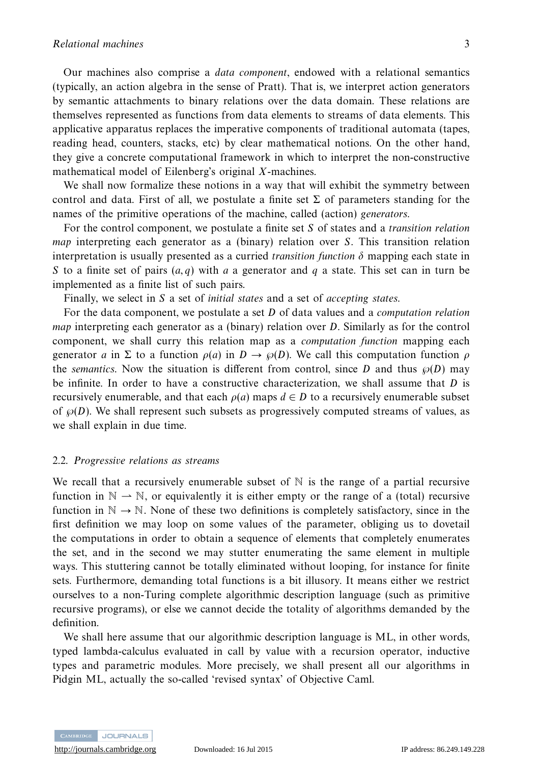Our machines also comprise a *data component*, endowed with a relational semantics (typically, an action algebra in the sense of Pratt). That is, we interpret action generators by semantic attachments to binary relations over the data domain. These relations are themselves represented as functions from data elements to streams of data elements. This applicative apparatus replaces the imperative components of traditional automata (tapes, reading head, counters, stacks, etc) by clear mathematical notions. On the other hand, they give a concrete computational framework in which to interpret the non-constructive mathematical model of Eilenberg's original $X$-machines.

We shall now formalize these notions in a way that will exhibit the symmetry between control and data. First of all, we postulate a finite set $\Sigma$ of parameters standing for the names of the primitive operations of the machine, called (action) *generators*.

For the control component, we postulate a finite set $S$ of states and a *transition relation map* interpreting each generator as a (binary) relation over $S$. This transition relation interpretation is usually presented as a curried *transition function* $\delta$ mapping each state in $S$ to a finite set of pairs $(a, q)$ with $a$ a generator and $q$ a state. This set can in turn be implemented as a finite list of such pairs.

Finally, we select in $S$ a set of *initial states* and a set of *accepting states*.

For the data component, we postulate a set $D$ of data values and a *computation relation map* interpreting each generator as a (binary) relation over $D$. Similarly as for the control component, we shall curry this relation map as a *computation function* mapping each generator $a$ in $\Sigma$ to a function $\rho(a)$ in $D \to \wp(D)$. We call this computation function $\rho$ the *semantics*. Now the situation is different from control, since $D$ and thus $\wp(D)$ may be infinite. In order to have a constructive characterization, we shall assume that $D$ is recursively enumerable, and that each $\rho(a)$ maps $d \in D$ to a recursively enumerable subset of $\wp(D)$. We shall represent such subsets as progressively computed streams of values, as we shall explain in due time.

### 2.2. *Progressive relations as streams*

We recall that a recursively enumerable subset of $\mathbb{N}$ is the range of a partial recursive function in $\mathbb{N} \rightharpoonup \mathbb{N}$, or equivalently it is either empty or the range of a (total) recursive function in $\mathbb{N} \to \mathbb{N}$. None of these two definitions is completely satisfactory, since in the first definition we may loop on some values of the parameter, obliging us to dovetail the computations in order to obtain a sequence of elements that completely enumerates the set, and in the second we may stutter enumerating the same element in multiple ways. This stuttering cannot be totally eliminated without looping, for instance for finite sets. Furthermore, demanding total functions is a bit illusory. It means either we restrict ourselves to a non-Turing complete algorithmic description language (such as primitive recursive programs), or else we cannot decide the totality of algorithms demanded by the definition.

We shall here assume that our algorithmic description language is ML, in other words, typed lambda-calculus evaluated in call by value with a recursion operator, inductive types and parametric modules. More precisely, we shall present all our algorithms in Pidgin ML, actually the so-called 'revised syntax' of Objective Caml.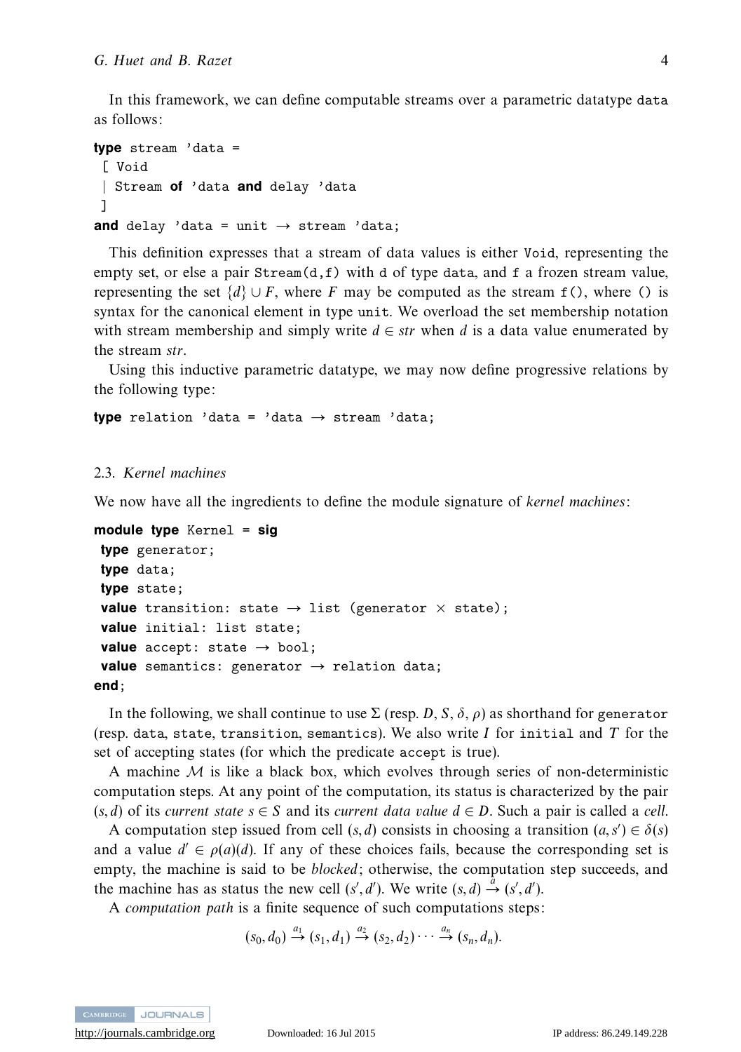In this framework, we can define computable streams over a parametric datatype data as follows:

```
type stream 'data =
 [ Void
 | Stream of 'data and delay 'data
 ]
and delay 'data = unit → stream 'data;
```

This definition expresses that a stream of data values is either Void, representing the empty set, or else a pair Stream(d,f) with d of type data, and f a frozen stream value, representing the set $\{d\} \cup F$, where $F$ may be computed as the stream f(), where () is syntax for the canonical element in type unit. We overload the set membership notation with stream membership and simply write $d \in str$ when $d$ is a data value enumerated by the stream $str$.

Using this inductive parametric datatype, we may now define progressive relations by the following type:

```
type relation 'data = 'data → stream 'data;
```

### 2.3. *Kernel machines*

We now have all the ingredients to define the module signature of *kernel machines*:

```
module type Kernel = sig
 type generator;
 type data;
 type state;
 value transition: state → list (generator × state);
 value initial: list state;
 value accept: state → bool;
 value semantics: generator → relation data;
end;
```

In the following, we shall continue to use $\Sigma$ (resp. $D$, $S$, $\delta$, $\rho$) as shorthand for generator (resp. data, state, transition, semantics). We also write $I$ for initial and $T$ for the set of accepting states (for which the predicate accept is true).

A machine $\mathcal{M}$ is like a black box, which evolves through series of non-deterministic computation steps. At any point of the computation, its status is characterized by the pair $(s, d)$ of its *current state* $s \in S$ and its *current data value* $d \in D$. Such a pair is called a *cell*.

A computation step issued from cell $(s, d)$ consists in choosing a transition $(a, s') \in \delta(s)$ and a value $d' \in \rho(a)(d)$. If any of these choices fails, because the corresponding set is empty, the machine is said to be *blocked*; otherwise, the computation step succeeds, and the machine has as status the new cell $(s', d')$. We write $(s, d) \xrightarrow{a} (s', d')$.

A *computation path* is a finite sequence of such computations steps:

$$(s_0, d_0) \xrightarrow{a_1} (s_1, d_1) \xrightarrow{a_2} (s_2, d_2) \cdots \xrightarrow{a_n} (s_n, d_n).$$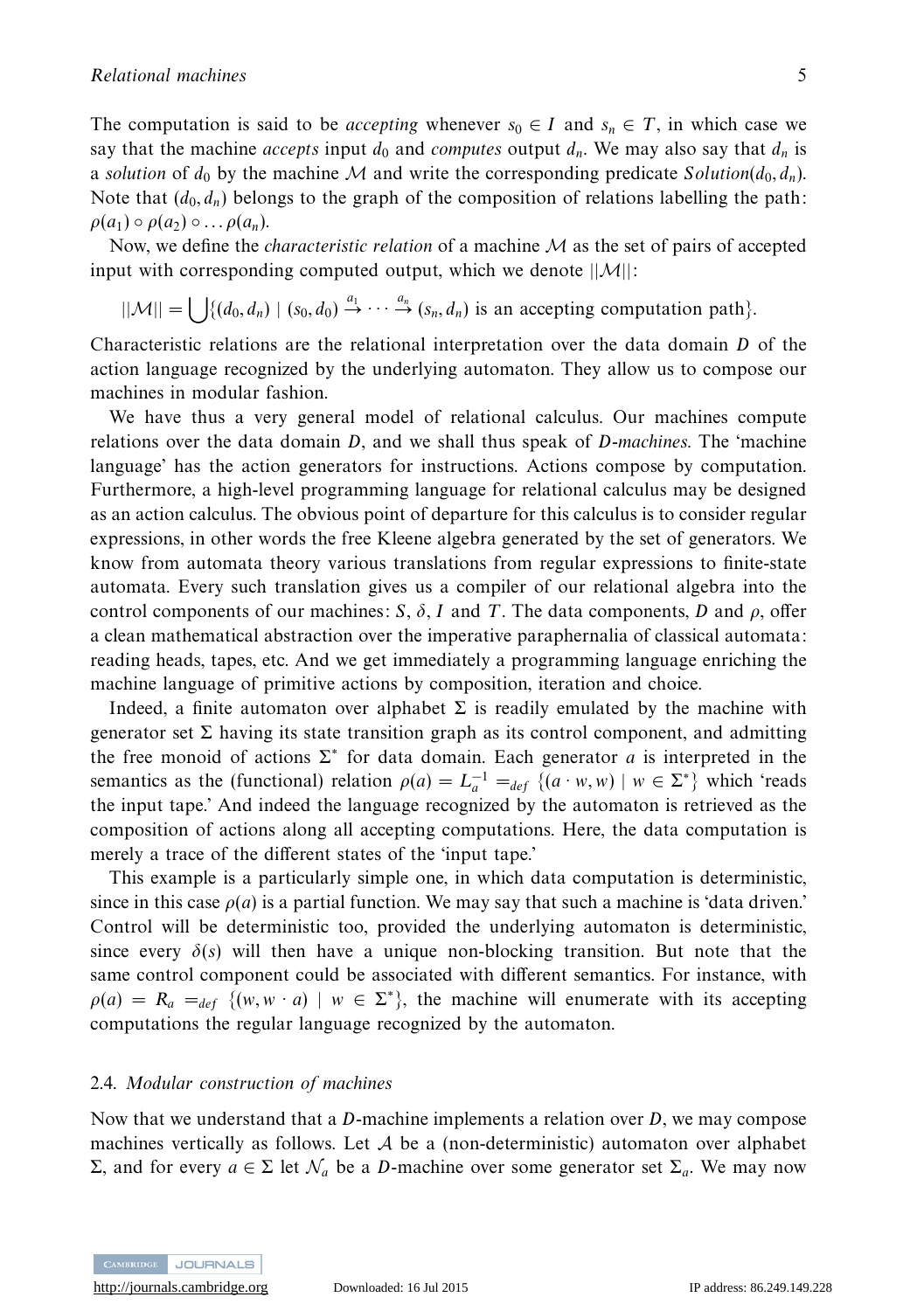The computation is said to be *accepting* whenever $s_0 \in I$ and $s_n \in T$, in which case we say that the machine *accepts* input $d_0$ and *computes* output $d_n$. We may also say that $d_n$ is a *solution* of $d_0$ by the machine $\mathcal{M}$ and write the corresponding predicate $Solution(d_0, d_n)$. Note that $(d_0, d_n)$ belongs to the graph of the composition of relations labelling the path: $\rho(a_1) \circ \rho(a_2) \circ \ldots \rho(a_n)$.

Now, we define the *characteristic relation* of a machine $\mathcal{M}$ as the set of pairs of accepted input with corresponding computed output, which we denote $||\mathcal{M}||$:

$$||\mathcal{M}|| = \bigcup \{(d_0, d_n) \mid (s_0, d_0) \xrightarrow{a_1} \cdots \xrightarrow{a_n} (s_n, d_n) \text{ is an accepting computation path}\}.$$

Characteristic relations are the relational interpretation over the data domain $D$ of the action language recognized by the underlying automaton. They allow us to compose our machines in modular fashion.

We have thus a very general model of relational calculus. Our machines compute relations over the data domain $D$, and we shall thus speak of *D-machines*. The 'machine language' has the action generators for instructions. Actions compose by computation. Furthermore, a high-level programming language for relational calculus may be designed as an action calculus. The obvious point of departure for this calculus is to consider regular expressions, in other words the free Kleene algebra generated by the set of generators. We know from automata theory various translations from regular expressions to finite-state automata. Every such translation gives us a compiler of our relational algebra into the control components of our machines: $S$, $\delta$, $I$ and $T$. The data components, $D$ and $\rho$, offer a clean mathematical abstraction over the imperative paraphernalia of classical automata: reading heads, tapes, etc. And we get immediately a programming language enriching the machine language of primitive actions by composition, iteration and choice.

Indeed, a finite automaton over alphabet $\Sigma$ is readily emulated by the machine with generator set $\Sigma$ having its state transition graph as its control component, and admitting the free monoid of actions $\Sigma^*$ for data domain. Each generator $a$ is interpreted in the semantics as the (functional) relation $\rho(a) = L_a^{-1} =_{def} \{(a \cdot w, w) \mid w \in \Sigma^*\}$ which 'reads the input tape.' And indeed the language recognized by the automaton is retrieved as the composition of actions along all accepting computations. Here, the data computation is merely a trace of the different states of the 'input tape.'

This example is a particularly simple one, in which data computation is deterministic, since in this case $\rho(a)$ is a partial function. We may say that such a machine is 'data driven.' Control will be deterministic too, provided the underlying automaton is deterministic, since every $\delta(s)$ will then have a unique non-blocking transition. But note that the same control component could be associated with different semantics. For instance, with $\rho(a) = R_a =_{def} \{(w, w \cdot a) \mid w \in \Sigma^*\}$, the machine will enumerate with its accepting computations the regular language recognized by the automaton.

### 2.4. *Modular construction of machines*

Now that we understand that a $D$-machine implements a relation over $D$, we may compose machines vertically as follows. Let $\mathcal{A}$ be a (non-deterministic) automaton over alphabet $\Sigma$, and for every $a \in \Sigma$ let $\mathcal{N}_a$ be a $D$-machine over some generator set $\Sigma_a$. We may now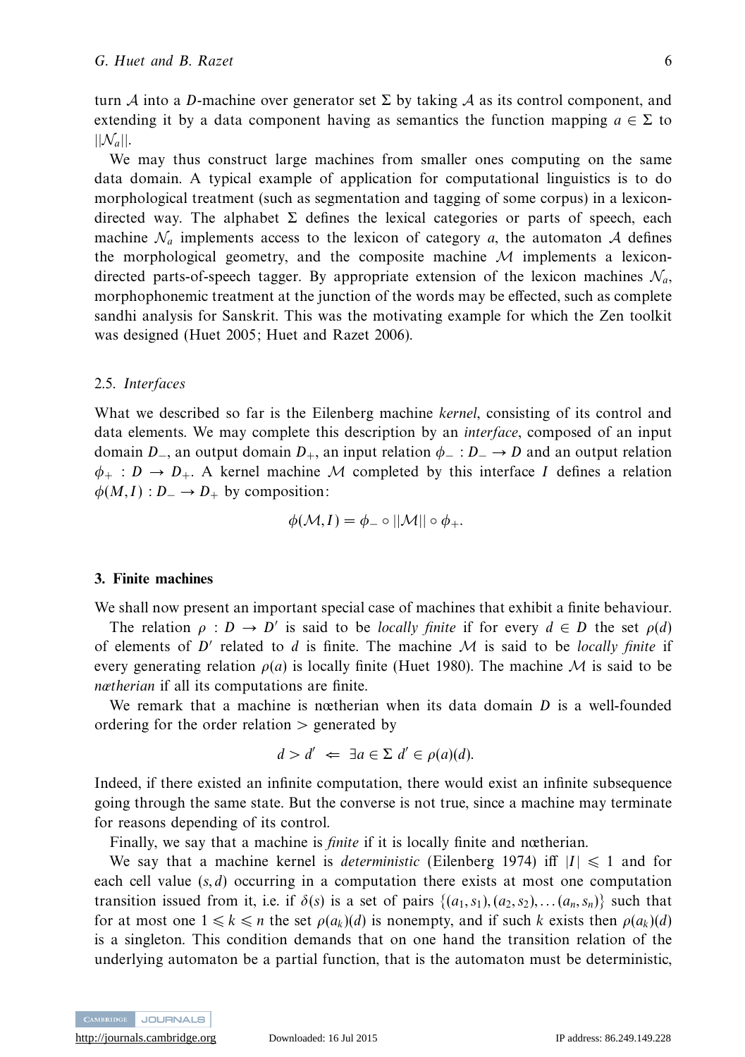turn $\mathcal{A}$ into a $D$-machine over generator set $\Sigma$ by taking $\mathcal{A}$ as its control component, and extending it by a data component having as semantics the function mapping $a \in \Sigma$ to $||\mathcal{N}_a||$.

We may thus construct large machines from smaller ones computing on the same data domain. A typical example of application for computational linguistics is to do morphological treatment (such as segmentation and tagging of some corpus) in a lexicon-directed way. The alphabet $\Sigma$ defines the lexical categories or parts of speech, each machine $\mathcal{N}_a$ implements access to the lexicon of category $a$, the automaton $\mathcal{A}$ defines the morphological geometry, and the composite machine $\mathcal{M}$ implements a lexicon-directed parts-of-speech tagger. By appropriate extension of the lexicon machines $\mathcal{N}_a$, morphophonemic treatment at the junction of the words may be effected, such as complete sandhi analysis for Sanskrit. This was the motivating example for which the Zen toolkit was designed (Huet 2005; Huet and Razet 2006).

### 2.5. *Interfaces*

What we described so far is the Eilenberg machine *kernel*, consisting of its control and data elements. We may complete this description by an *interface*, composed of an input domain $D_-$, an output domain $D_+$, an input relation $\phi_- : D_- \to D$ and an output relation $\phi_+ : D \to D_+$. A kernel machine $\mathcal{M}$ completed by this interface $I$ defines a relation $\phi(M, I) : D_- \to D_+$ by composition:

$$\phi(\mathcal{M}, I) = \phi_- \circ ||\mathcal{M}|| \circ \phi_+.$$

## 3. Finite machines

We shall now present an important special case of machines that exhibit a finite behaviour.

The relation $\rho : D \to D'$ is said to be *locally finite* if for every $d \in D$ the set $\rho(d)$ of elements of $D'$ related to $d$ is finite. The machine $\mathcal{M}$ is said to be *locally finite* if every generating relation $\rho(a)$ is locally finite (Huet 1980). The machine $\mathcal{M}$ is said to be *nœtherian* if all its computations are finite.

We remark that a machine is nœtherian when its data domain $D$ is a well-founded ordering for the order relation $>$ generated by

$$d > d' \;\Leftarrow\; \exists a \in \Sigma \; d' \in \rho(a)(d).$$

Indeed, if there existed an infinite computation, there would exist an infinite subsequence going through the same state. But the converse is not true, since a machine may terminate for reasons depending of its control.

Finally, we say that a machine is *finite* if it is locally finite and nœtherian.

We say that a machine kernel is *deterministic* (Eilenberg 1974) iff $|I| \leqslant 1$ and for each cell value $(s, d)$ occurring in a computation there exists at most one computation transition issued from it, i.e. if $\delta(s)$ is a set of pairs $\{(a_1, s_1), (a_2, s_2), \ldots (a_n, s_n)\}$ such that for at most one $1 \leqslant k \leqslant n$ the set $\rho(a_k)(d)$ is nonempty, and if such $k$ exists then $\rho(a_k)(d)$ is a singleton. This condition demands that on one hand the transition relation of the underlying automaton be a partial function, that is the automaton must be deterministic,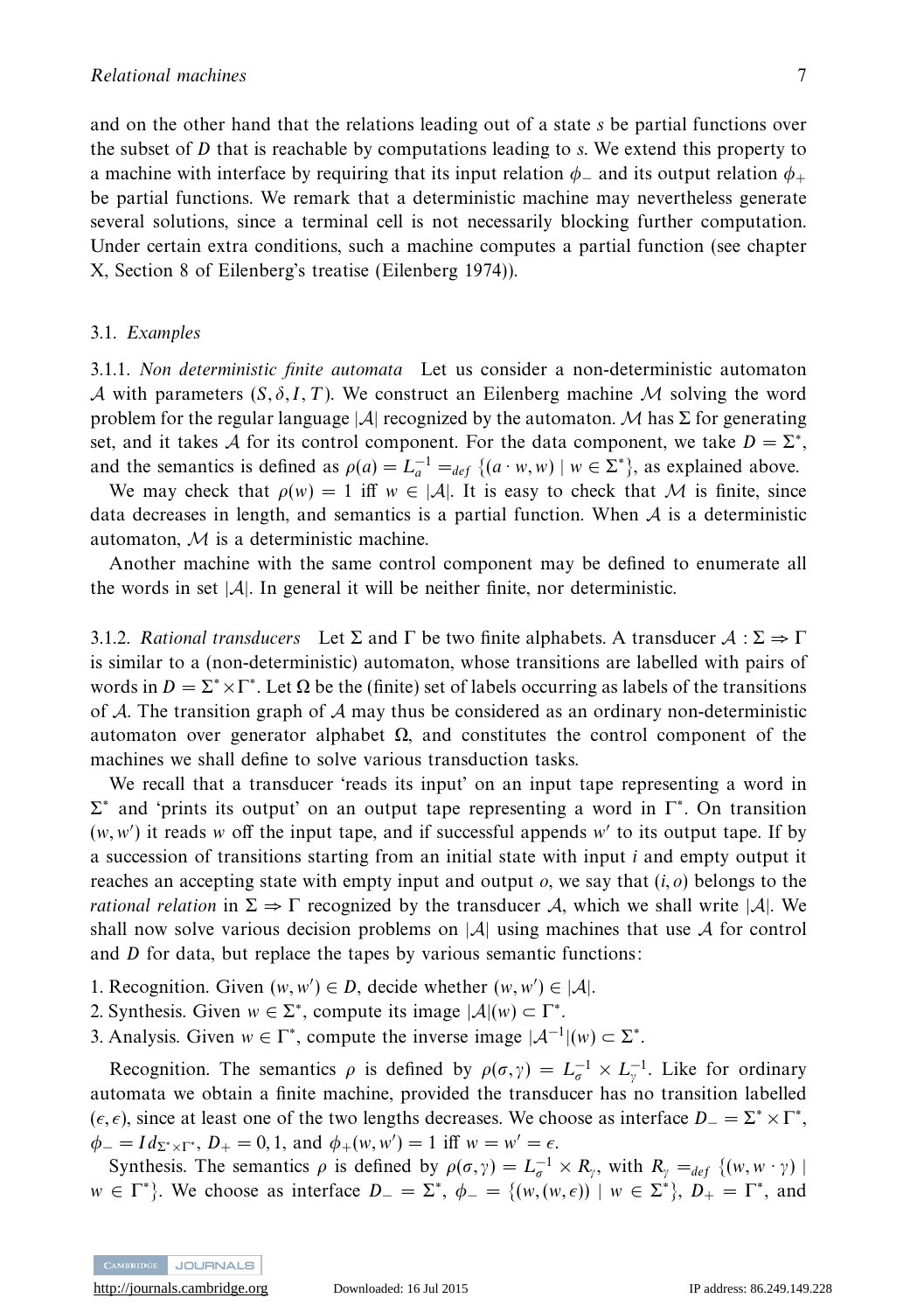and on the other hand that the relations leading out of a state $s$ be partial functions over the subset of $D$ that is reachable by computations leading to $s$. We extend this property to a machine with interface by requiring that its input relation $\phi_-$ and its output relation $\phi_+$ be partial functions. We remark that a deterministic machine may nevertheless generate several solutions, since a terminal cell is not necessarily blocking further computation. Under certain extra conditions, such a machine computes a partial function (see chapter X, Section 8 of Eilenberg's treatise (Eilenberg 1974)).

### 3.1. *Examples*

3.1.1. *Non deterministic finite automata* Let us consider a non-deterministic automaton $\mathcal{A}$ with parameters $(S, \delta, I, T)$. We construct an Eilenberg machine $\mathcal{M}$ solving the word problem for the regular language $|\mathcal{A}|$ recognized by the automaton. $\mathcal{M}$ has $\Sigma$ for generating set, and it takes $\mathcal{A}$ for its control component. For the data component, we take $D = \Sigma^*$, and the semantics is defined as $\rho(a) = L_a^{-1} =_{def} \{(a \cdot w, w) \mid w \in \Sigma^*\}$, as explained above.

We may check that $\rho(w) = 1$ iff $w \in |\mathcal{A}|$. It is easy to check that $\mathcal{M}$ is finite, since data decreases in length, and semantics is a partial function. When $\mathcal{A}$ is a deterministic automaton, $\mathcal{M}$ is a deterministic machine.

Another machine with the same control component may be defined to enumerate all the words in set $|\mathcal{A}|$. In general it will be neither finite, nor deterministic.

3.1.2. *Rational transducers* Let $\Sigma$ and $\Gamma$ be two finite alphabets. A transducer $\mathcal{A} : \Sigma \Rightarrow \Gamma$ is similar to a (non-deterministic) automaton, whose transitions are labelled with pairs of words in $D = \Sigma^* \times \Gamma^*$. Let $\Omega$ be the (finite) set of labels occurring as labels of the transitions of $\mathcal{A}$. The transition graph of $\mathcal{A}$ may thus be considered as an ordinary non-deterministic automaton over generator alphabet $\Omega$, and constitutes the control component of the machines we shall define to solve various transduction tasks.

We recall that a transducer 'reads its input' on an input tape representing a word in $\Sigma^*$ and 'prints its output' on an output tape representing a word in $\Gamma^*$. On transition $(w, w')$ it reads $w$ off the input tape, and if successful appends $w'$ to its output tape. If by a succession of transitions starting from an initial state with input $i$ and empty output it reaches an accepting state with empty input and output $o$, we say that $(i, o)$ belongs to the *rational relation* in $\Sigma \Rightarrow \Gamma$ recognized by the transducer $\mathcal{A}$, which we shall write $|\mathcal{A}|$. We shall now solve various decision problems on $|\mathcal{A}|$ using machines that use $\mathcal{A}$ for control and $D$ for data, but replace the tapes by various semantic functions:

1. Recognition. Given $(w, w') \in D$, decide whether $(w, w') \in |\mathcal{A}|$.
2. Synthesis. Given $w \in \Sigma^*$, compute its image $|\mathcal{A}|(w) \subset \Gamma^*$.
3. Analysis. Given $w \in \Gamma^*$, compute the inverse image $|\mathcal{A}^{-1}|(w) \subset \Sigma^*$.

Recognition. The semantics $\rho$ is defined by $\rho(\sigma, \gamma) = L_\sigma^{-1} \times L_\gamma^{-1}$. Like for ordinary automata we obtain a finite machine, provided the transducer has no transition labelled $(\epsilon, \epsilon)$, since at least one of the two lengths decreases. We choose as interface $D_- = \Sigma^* \times \Gamma^*$, $\phi_- = Id_{\Sigma^* \times \Gamma^*}$, $D_+ = 0, 1$, and $\phi_+(w, w') = 1$ iff $w = w' = \epsilon$.

Synthesis. The semantics $\rho$ is defined by $\rho(\sigma, \gamma) = L_\sigma^{-1} \times R_\gamma$, with $R_\gamma =_{def} \{(w, w \cdot \gamma) \mid w \in \Gamma^*\}$. We choose as interface $D_- = \Sigma^*$, $\phi_- = \{(w, (w, \epsilon)) \mid w \in \Sigma^*\}$, $D_+ = \Gamma^*$, and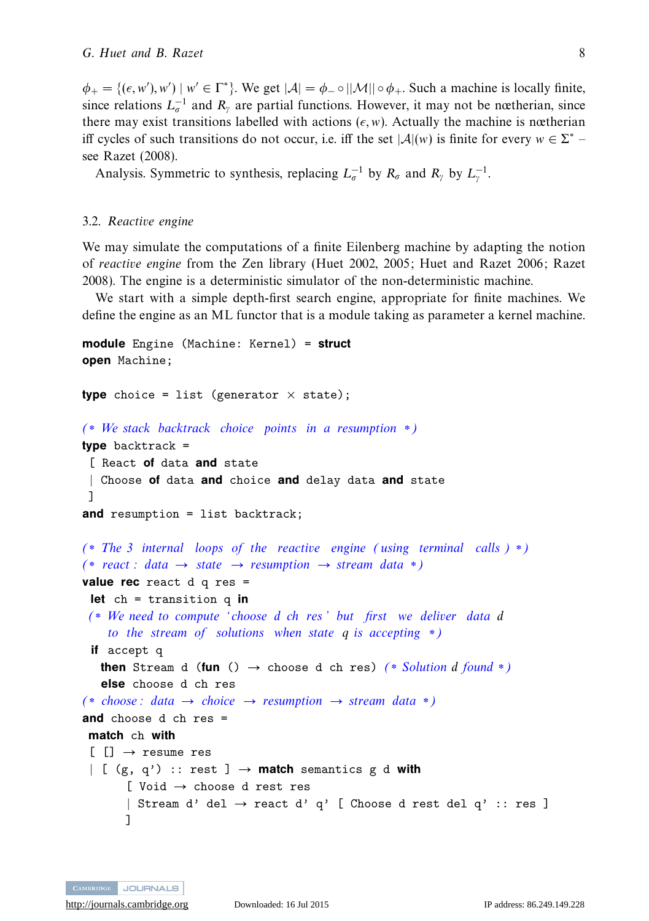$\phi_+ = \{(\epsilon, w'), w') \mid w' \in \Gamma^*\}$. We get $|\mathcal{A}| = \phi_- \circ ||\mathcal{M}|| \circ \phi_+$. Such a machine is locally finite, since relations $L_\sigma^{-1}$ and $R_\gamma$ are partial functions. However, it may not be nœtherian, since there may exist transitions labelled with actions $(\epsilon, w)$. Actually the machine is nœtherian iff cycles of such transitions do not occur, i.e. iff the set $|\mathcal{A}|(w)$ is finite for every $w \in \Sigma^*$ – see Razet (2008).

Analysis. Symmetric to synthesis, replacing $L_\sigma^{-1}$ by $R_\sigma$ and $R_\gamma$ by $L_\gamma^{-1}$.

### 3.2. *Reactive engine*

We may simulate the computations of a finite Eilenberg machine by adapting the notion of *reactive engine* from the Zen library (Huet 2002, 2005; Huet and Razet 2006; Razet 2008). The engine is a deterministic simulator of the non-deterministic machine.

We start with a simple depth-first search engine, appropriate for finite machines. We define the engine as an ML functor that is a module taking as parameter a kernel machine.

```
module Engine (Machine: Kernel) = struct
open Machine;

type choice = list (generator × state);

(* We stack backtrack choice points in a resumption *)
type backtrack =
 [ React of data and state
 | Choose of data and choice and delay data and state
 ]
and resumption = list backtrack;

(* The 3 internal loops of the reactive engine (using terminal calls) *)
(* react : data → state → resumption → stream data *)
value rec react d q res =
 let ch = transition q in
 (* We need to compute 'choose d ch res' but first we deliver data d
    to the stream of solutions when state q is accepting *)
  if accept q
   then Stream d (fun () → choose d ch res) (* Solution d found *)
   else choose d ch res
(* choose : data → choice → resumption → stream data *)
and choose d ch res =
 match ch with
 [ [] → resume res
 | [ (g, q') :: rest ] → match semantics g d with
      [ Void → choose d rest res
      | Stream d' del → react d' q' [ Choose d rest del q' :: res ]
      ]
```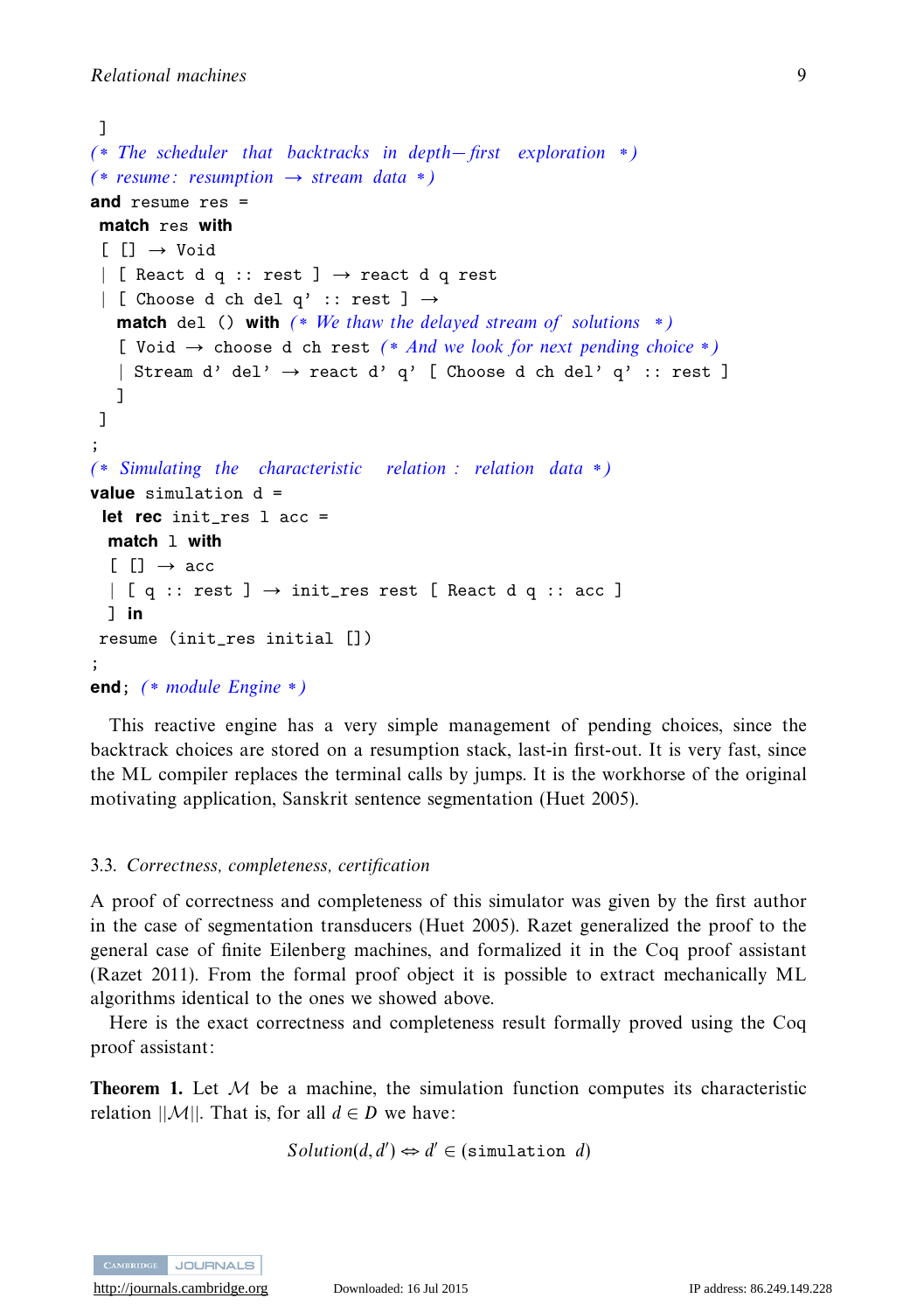```
 ]
(* The scheduler that backtracks in depth−first exploration *)
(* resume: resumption → stream data *)
and resume res =
 match res with
 [ [] → Void
 | [ React d q :: rest ] → react d q rest
 | [ Choose d ch del q' :: rest ] →
   match del () with (* We thaw the delayed stream of solutions *)
   [ Void → choose d ch rest (* And we look for next pending choice *)
   | Stream d' del' → react d' q' [ Choose d ch del' q' :: rest ]
   ]
 ]
;
(* Simulating the characteristic relation : relation data *)
value simulation d =
 let rec init_res l acc =
  match l with
  [ [] → acc
  | [ q :: rest ] → init_res rest [ React d q :: acc ]
  ] in
 resume (init_res initial [])
;
end; (* module Engine *)
```

This reactive engine has a very simple management of pending choices, since the backtrack choices are stored on a resumption stack, last-in first-out. It is very fast, since the ML compiler replaces the terminal calls by jumps. It is the workhorse of the original motivating application, Sanskrit sentence segmentation (Huet 2005).

### 3.3. *Correctness, completeness, certification*

A proof of correctness and completeness of this simulator was given by the first author in the case of segmentation transducers (Huet 2005). Razet generalized the proof to the general case of finite Eilenberg machines, and formalized it in the Coq proof assistant (Razet 2011). From the formal proof object it is possible to extract mechanically ML algorithms identical to the ones we showed above.

Here is the exact correctness and completeness result formally proved using the Coq proof assistant:

**Theorem 1.** Let $\mathcal{M}$ be a machine, the simulation function computes its characteristic relation $||\mathcal{M}||$. That is, for all $d \in D$ we have:

$$Solution(d, d') \Leftrightarrow d' \in (\texttt{simulation}\ \ d)$$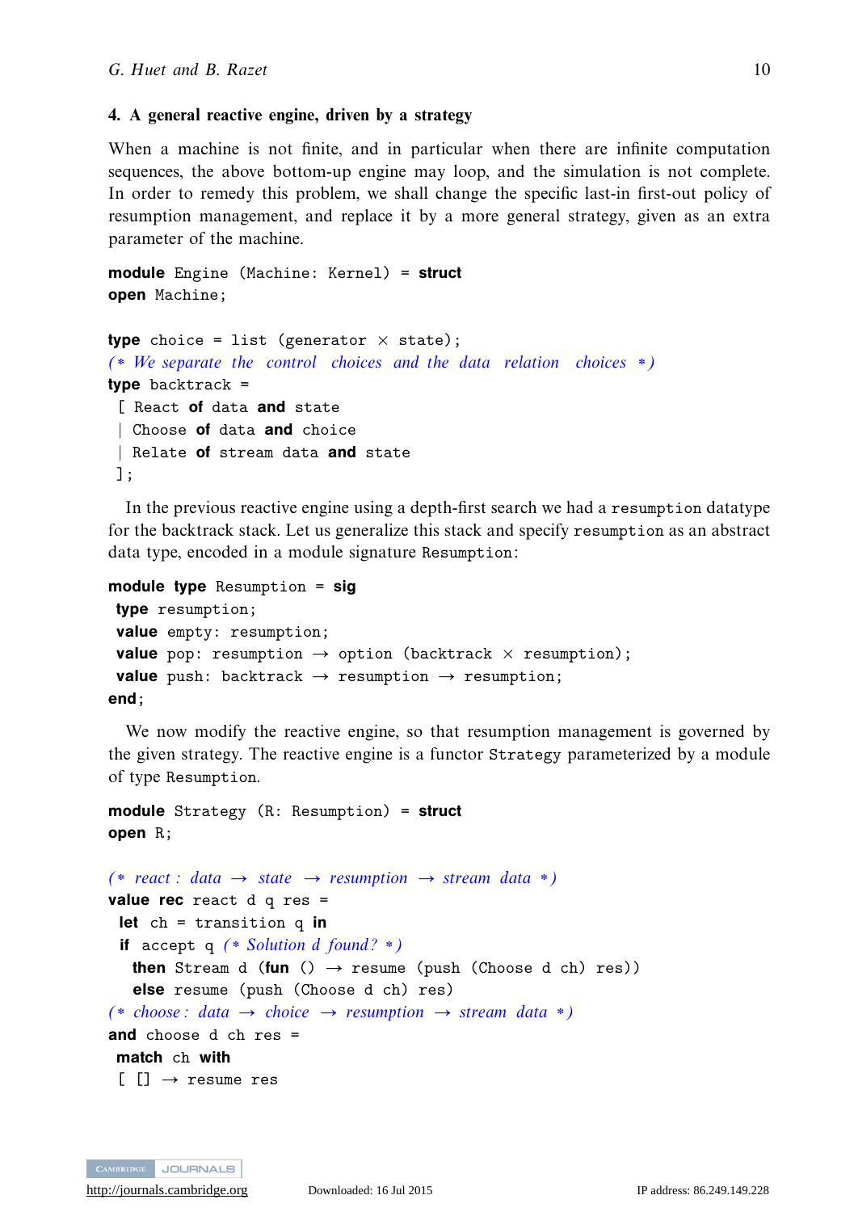## 4. A general reactive engine, driven by a strategy

When a machine is not finite, and in particular when there are infinite computation sequences, the above bottom-up engine may loop, and the simulation is not complete. In order to remedy this problem, we shall change the specific last-in first-out policy of resumption management, and replace it by a more general strategy, given as an extra parameter of the machine.

```
module Engine (Machine: Kernel) = struct
open Machine;

type choice = list (generator × state);
(* We separate the control choices and the data relation choices *)
type backtrack =
 [ React of data and state
 | Choose of data and choice
 | Relate of stream data and state
 ];
```

In the previous reactive engine using a depth-first search we had a `resumption` datatype for the backtrack stack. Let us generalize this stack and specify `resumption` as an abstract data type, encoded in a module signature `Resumption`:

```
module type Resumption = sig
 type resumption;
 value empty: resumption;
 value pop: resumption → option (backtrack × resumption);
 value push: backtrack → resumption → resumption;
end;
```

We now modify the reactive engine, so that resumption management is governed by the given strategy. The reactive engine is a functor `Strategy` parameterized by a module of type `Resumption`.

```
module Strategy (R: Resumption) = struct
open R;

(* react : data → state → resumption → stream data *)
value rec react d q res =
  let ch = transition q in
  if accept q (* Solution d found? *)
    then Stream d (fun () → resume (push (Choose d ch) res))
    else resume (push (Choose d ch) res)
(* choose : data → choice → resumption → stream data *)
and choose d ch res =
 match ch with
 [ [] → resume res
```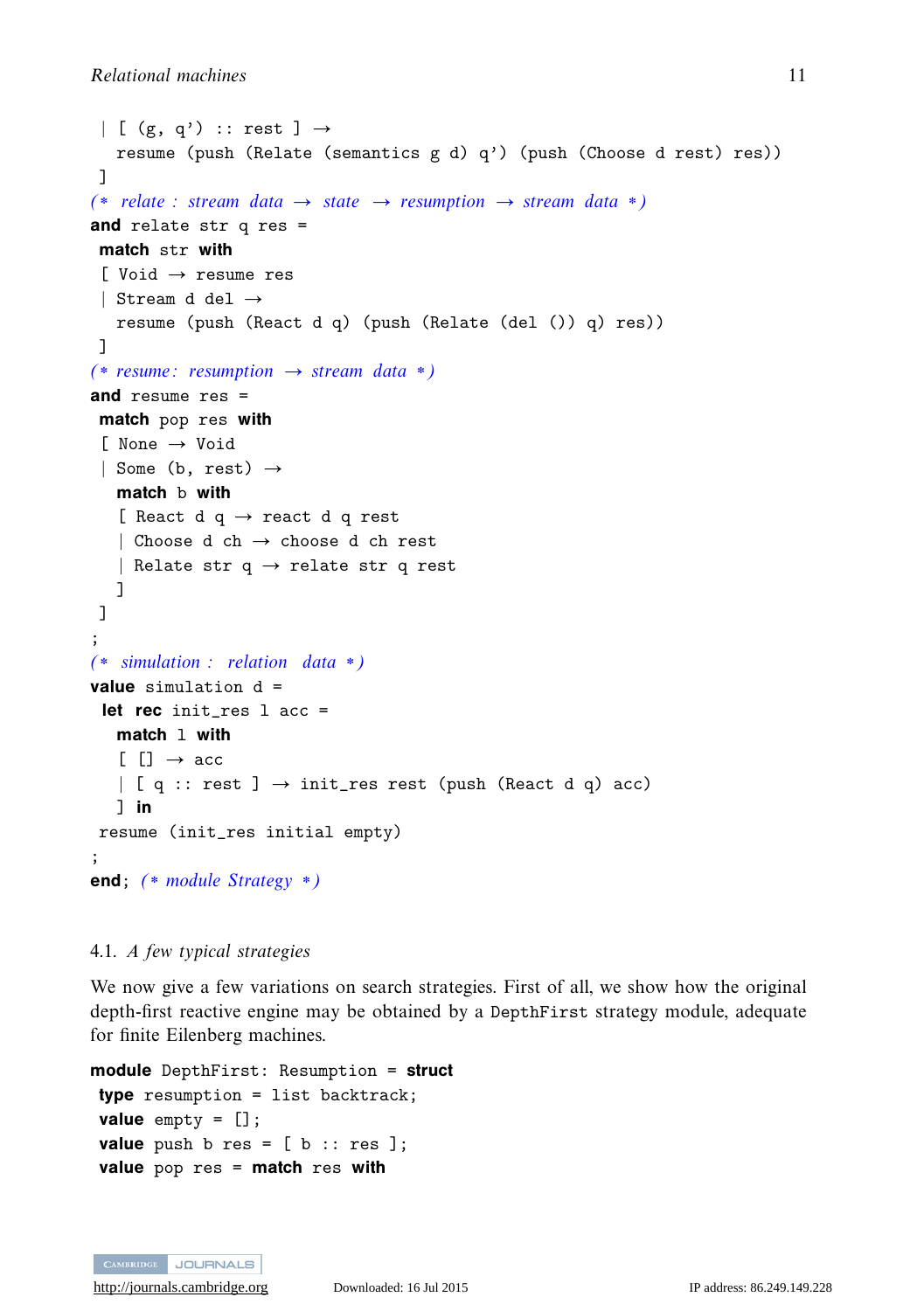```
  | [ (g, q') :: rest ] →
    resume (push (Relate (semantics g d) q') (push (Choose d rest) res))
  ]
(* relate : stream data → state → resumption → stream data *)
and relate str q res =
  match str with
  [ Void → resume res
  | Stream d del →
    resume (push (React d q) (push (Relate (del ()) q) res))
  ]
(* resume: resumption → stream data *)
and resume res =
  match pop res with
  [ None → Void
  | Some (b, rest) →
    match b with
    [ React d q → react d q rest
    | Choose d ch → choose d ch rest
    | Relate str q → relate str q rest
    ]
  ]
;
(* simulation : relation data *)
value simulation d =
  let rec init_res l acc =
    match l with
    [ [] → acc
    | [ q :: rest ] → init_res rest (push (React d q) acc)
    ] in
  resume (init_res initial empty)
;
end; (* module Strategy *)
```

### 4.1. *A few typical strategies*

We now give a few variations on search strategies. First of all, we show how the original depth-first reactive engine may be obtained by a `DepthFirst` strategy module, adequate for finite Eilenberg machines.

```
module DepthFirst: Resumption = struct
  type resumption = list backtrack;
  value empty = [];
  value push b res = [ b :: res ];
  value pop res = match res with
```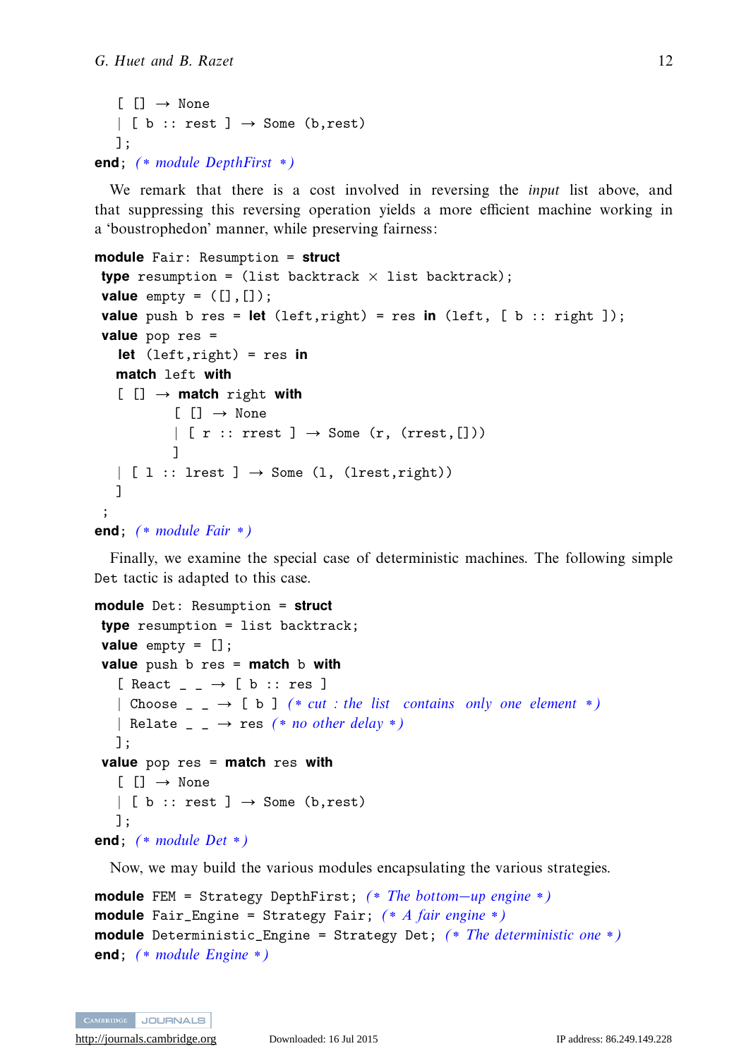```
    [ [] → None
    | [ b :: rest ] → Some (b,rest)
    ];
end; (* module DepthFirst *)
```

We remark that there is a cost involved in reversing the *input* list above, and that suppressing this reversing operation yields a more efficient machine working in a 'boustrophedon' manner, while preserving fairness:

```
module Fair: Resumption = struct
 type resumption = (list backtrack × list backtrack);
 value empty = ([],[]);
 value push b res = let (left,right) = res in (left, [ b :: right ]);
 value pop res =
   let (left,right) = res in
   match left with
   [ [] → match right with
          [ [] → None
          | [ r :: rrest ] → Some (r, (rrest,[]))
          ]
   | [ l :: lrest ] → Some (l, (lrest,right))
   ]
 ;
end; (* module Fair *)
```

Finally, we examine the special case of deterministic machines. The following simple `Det` tactic is adapted to this case.

```
module Det: Resumption = struct
 type resumption = list backtrack;
 value empty = [];
 value push b res = match b with
   [ React _ _ → [ b :: res ]
   | Choose _ _ → [ b ] (* cut : the list contains only one element *)
   | Relate _ _ → res (* no other delay *)
   ];
 value pop res = match res with
   [ [] → None
   | [ b :: rest ] → Some (b,rest)
   ];
end; (* module Det *)
```

Now, we may build the various modules encapsulating the various strategies.

```
module FEM = Strategy DepthFirst; (* The bottom—up engine *)
module Fair_Engine = Strategy Fair; (* A fair engine *)
module Deterministic_Engine = Strategy Det; (* The deterministic one *)
end; (* module Engine *)
```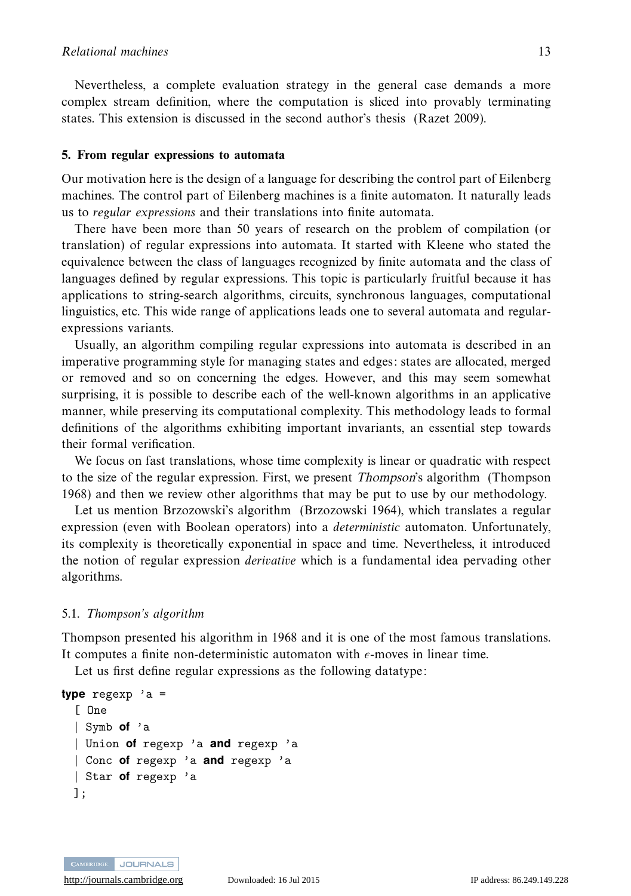Nevertheless, a complete evaluation strategy in the general case demands a more complex stream definition, where the computation is sliced into provably terminating states. This extension is discussed in the second author's thesis (Razet 2009).

## 5. From regular expressions to automata

Our motivation here is the design of a language for describing the control part of Eilenberg machines. The control part of Eilenberg machines is a finite automaton. It naturally leads us to *regular expressions* and their translations into finite automata.

There have been more than 50 years of research on the problem of compilation (or translation) of regular expressions into automata. It started with Kleene who stated the equivalence between the class of languages recognized by finite automata and the class of languages defined by regular expressions. This topic is particularly fruitful because it has applications to string-search algorithms, circuits, synchronous languages, computational linguistics, etc. This wide range of applications leads one to several automata and regular-expressions variants.

Usually, an algorithm compiling regular expressions into automata is described in an imperative programming style for managing states and edges: states are allocated, merged or removed and so on concerning the edges. However, and this may seem somewhat surprising, it is possible to describe each of the well-known algorithms in an applicative manner, while preserving its computational complexity. This methodology leads to formal definitions of the algorithms exhibiting important invariants, an essential step towards their formal verification.

We focus on fast translations, whose time complexity is linear or quadratic with respect to the size of the regular expression. First, we present *Thompson*'s algorithm (Thompson 1968) and then we review other algorithms that may be put to use by our methodology.

Let us mention Brzozowski's algorithm (Brzozowski 1964), which translates a regular expression (even with Boolean operators) into a *deterministic* automaton. Unfortunately, its complexity is theoretically exponential in space and time. Nevertheless, it introduced the notion of regular expression *derivative* which is a fundamental idea pervading other algorithms.

### 5.1. *Thompson's algorithm*

Thompson presented his algorithm in 1968 and it is one of the most famous translations. It computes a finite non-deterministic automaton with $\epsilon$-moves in linear time.

Let us first define regular expressions as the following datatype:

```
type regexp 'a =
  [ One
  | Symb of 'a
  | Union of regexp 'a and regexp 'a
  | Conc of regexp 'a and regexp 'a
  | Star of regexp 'a
  ];
```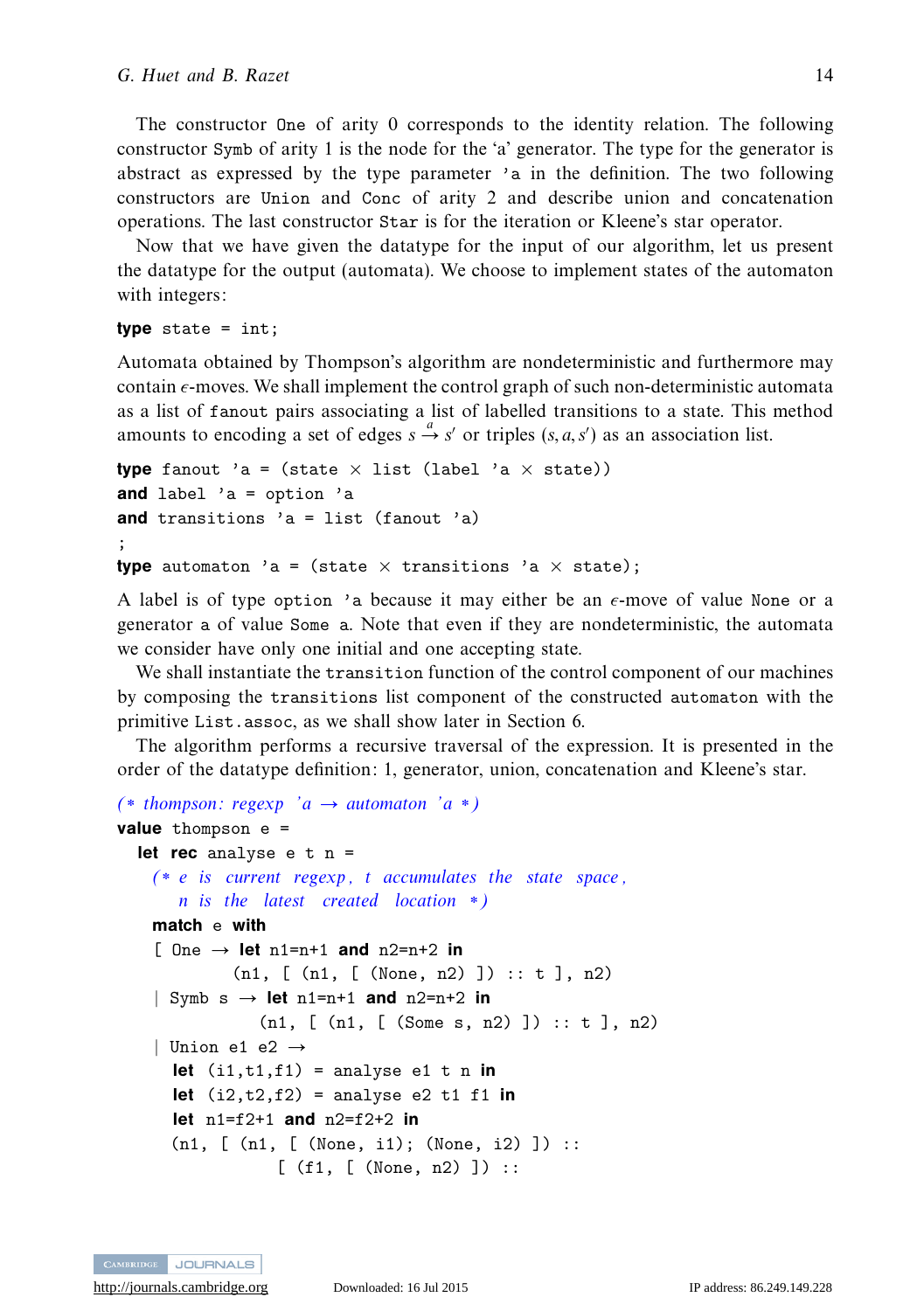The constructor `One` of arity 0 corresponds to the identity relation. The following constructor `Symb` of arity 1 is the node for the 'a' generator. The type for the generator is abstract as expressed by the type parameter `'a` in the definition. The two following constructors are `Union` and `Conc` of arity 2 and describe union and concatenation operations. The last constructor `Star` is for the iteration or Kleene's star operator.

Now that we have given the datatype for the input of our algorithm, let us present the datatype for the output (automata). We choose to implement states of the automaton with integers:

```
type state = int;
```

Automata obtained by Thompson's algorithm are nondeterministic and furthermore may contain $\epsilon$-moves. We shall implement the control graph of such non-deterministic automata as a list of `fanout` pairs associating a list of labelled transitions to a state. This method amounts to encoding a set of edges $s \xrightarrow{a} s'$ or triples $(s, a, s')$ as an association list.

```
type fanout 'a = (state × list (label 'a × state))
and label 'a = option 'a
and transitions 'a = list (fanout 'a)
;
type automaton 'a = (state × transitions 'a × state);
```

A label is of type `option 'a` because it may either be an $\epsilon$-move of value `None` or a generator `a` of value `Some a`. Note that even if they are nondeterministic, the automata we consider have only one initial and one accepting state.

We shall instantiate the `transition` function of the control component of our machines by composing the `transitions` list component of the constructed `automaton` with the primitive `List.assoc`, as we shall show later in Section 6.

The algorithm performs a recursive traversal of the expression. It is presented in the order of the datatype definition: 1, generator, union, concatenation and Kleene's star.

```
(* thompson: regexp 'a → automaton 'a *)
value thompson e =
  let rec analyse e t n =
    (* e is current regexp, t accumulates the state space,
       n is the latest created location *)
    match e with
    [ One → let n1=n+1 and n2=n+2 in
            (n1, [ (n1, [ (None, n2) ]) :: t ], n2)
    | Symb s → let n1=n+1 and n2=n+2 in
               (n1, [ (n1, [ (Some s, n2) ]) :: t ], n2)
    | Union e1 e2 →
      let (i1,t1,f1) = analyse e1 t n in
      let (i2,t2,f2) = analyse e2 t1 f1 in
      let n1=f2+1 and n2=f2+2 in
      (n1, [ (n1, [ (None, i1); (None, i2) ]) ::
                [ (f1, [ (None, n2) ]) ::
```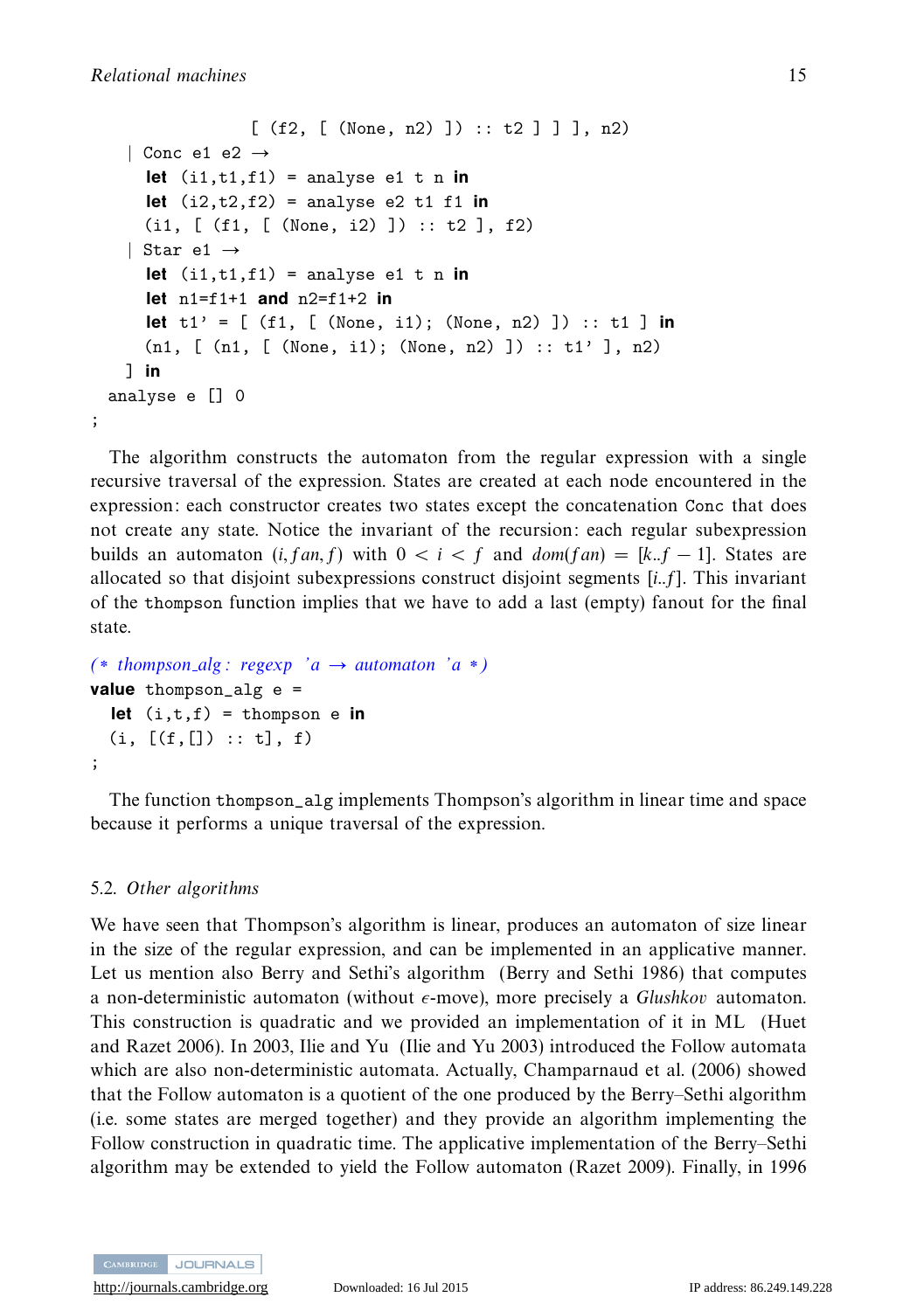```
                 [ (f2, [ (None, n2) ]) :: t2 ] ] ], n2)
    | Conc e1 e2 →
      let (i1,t1,f1) = analyse e1 t n in
      let (i2,t2,f2) = analyse e2 t1 f1 in
      (i1, [ (f1, [ (None, i2) ]) :: t2 ], f2)
    | Star e1 →
      let (i1,t1,f1) = analyse e1 t n in
      let n1=f1+1 and n2=f1+2 in
      let t1' = [ (f1, [ (None, i1); (None, n2) ]) :: t1 ] in
      (n1, [ (n1, [ (None, i1); (None, n2) ]) :: t1' ], n2)
   ] in
  analyse e [] 0
;
```

The algorithm constructs the automaton from the regular expression with a single recursive traversal of the expression. States are created at each node encountered in the expression: each constructor creates two states except the concatenation `Conc` that does not create any state. Notice the invariant of the recursion: each regular subexpression builds an automaton $(i, fan, f)$ with $0 < i < f$ and $dom(fan) = [k..f-1]$. States are allocated so that disjoint subexpressions construct disjoint segments $[i..f]$. This invariant of the `thompson` function implies that we have to add a last (empty) fanout for the final state.

```
(* thompson_alg : regexp 'a → automaton 'a *)
value thompson_alg e =
  let (i,t,f) = thompson e in
  (i, [(f,[]) :: t], f)
;
```

The function `thompson_alg` implements Thompson's algorithm in linear time and space because it performs a unique traversal of the expression.

### 5.2. *Other algorithms*

We have seen that Thompson's algorithm is linear, produces an automaton of size linear in the size of the regular expression, and can be implemented in an applicative manner. Let us mention also Berry and Sethi's algorithm (Berry and Sethi 1986) that computes a non-deterministic automaton (without $\epsilon$-move), more precisely a *Glushkov* automaton. This construction is quadratic and we provided an implementation of it in ML (Huet and Razet 2006). In 2003, Ilie and Yu (Ilie and Yu 2003) introduced the Follow automata which are also non-deterministic automata. Actually, Champarnaud et al. (2006) showed that the Follow automaton is a quotient of the one produced by the Berry–Sethi algorithm (i.e. some states are merged together) and they provide an algorithm implementing the Follow construction in quadratic time. The applicative implementation of the Berry–Sethi algorithm may be extended to yield the Follow automaton (Razet 2009). Finally, in 1996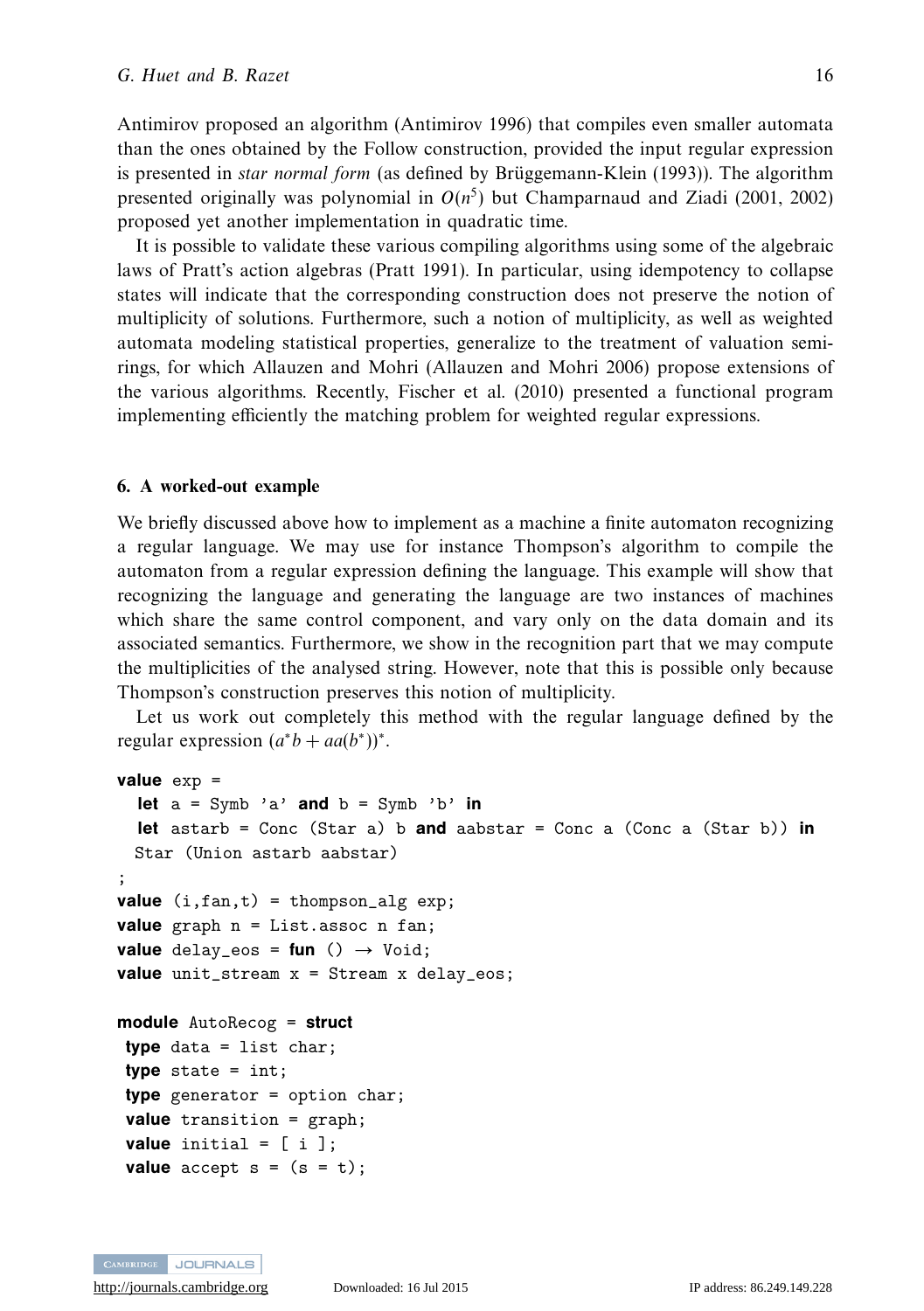Antimirov proposed an algorithm (Antimirov 1996) that compiles even smaller automata than the ones obtained by the Follow construction, provided the input regular expression is presented in *star normal form* (as defined by Brüggemann-Klein (1993)). The algorithm presented originally was polynomial in $O(n^5)$ but Champarnaud and Ziadi (2001, 2002) proposed yet another implementation in quadratic time.

It is possible to validate these various compiling algorithms using some of the algebraic laws of Pratt's action algebras (Pratt 1991). In particular, using idempotency to collapse states will indicate that the corresponding construction does not preserve the notion of multiplicity of solutions. Furthermore, such a notion of multiplicity, as well as weighted automata modeling statistical properties, generalize to the treatment of valuation semi-rings, for which Allauzen and Mohri (Allauzen and Mohri 2006) propose extensions of the various algorithms. Recently, Fischer et al. (2010) presented a functional program implementing efficiently the matching problem for weighted regular expressions.

### 6. A worked-out example

We briefly discussed above how to implement as a machine a finite automaton recognizing a regular language. We may use for instance Thompson's algorithm to compile the automaton from a regular expression defining the language. This example will show that recognizing the language and generating the language are two instances of machines which share the same control component, and vary only on the data domain and its associated semantics. Furthermore, we show in the recognition part that we may compute the multiplicities of the analysed string. However, note that this is possible only because Thompson's construction preserves this notion of multiplicity.

Let us work out completely this method with the regular language defined by the regular expression $(a^*b + aa(b^*))^*$.

```
value exp =
  let a = Symb 'a' and b = Symb 'b' in
  let astarb = Conc (Star a) b and aabstar = Conc a (Conc a (Star b)) in
  Star (Union astarb aabstar)
;
value (i,fan,t) = thompson_alg exp;
value graph n = List.assoc n fan;
value delay_eos = fun () → Void;
value unit_stream x = Stream x delay_eos;

module AutoRecog = struct
 type data = list char;
 type state = int;
 type generator = option char;
 value transition = graph;
 value initial = [ i ];
 value accept s = (s = t);
```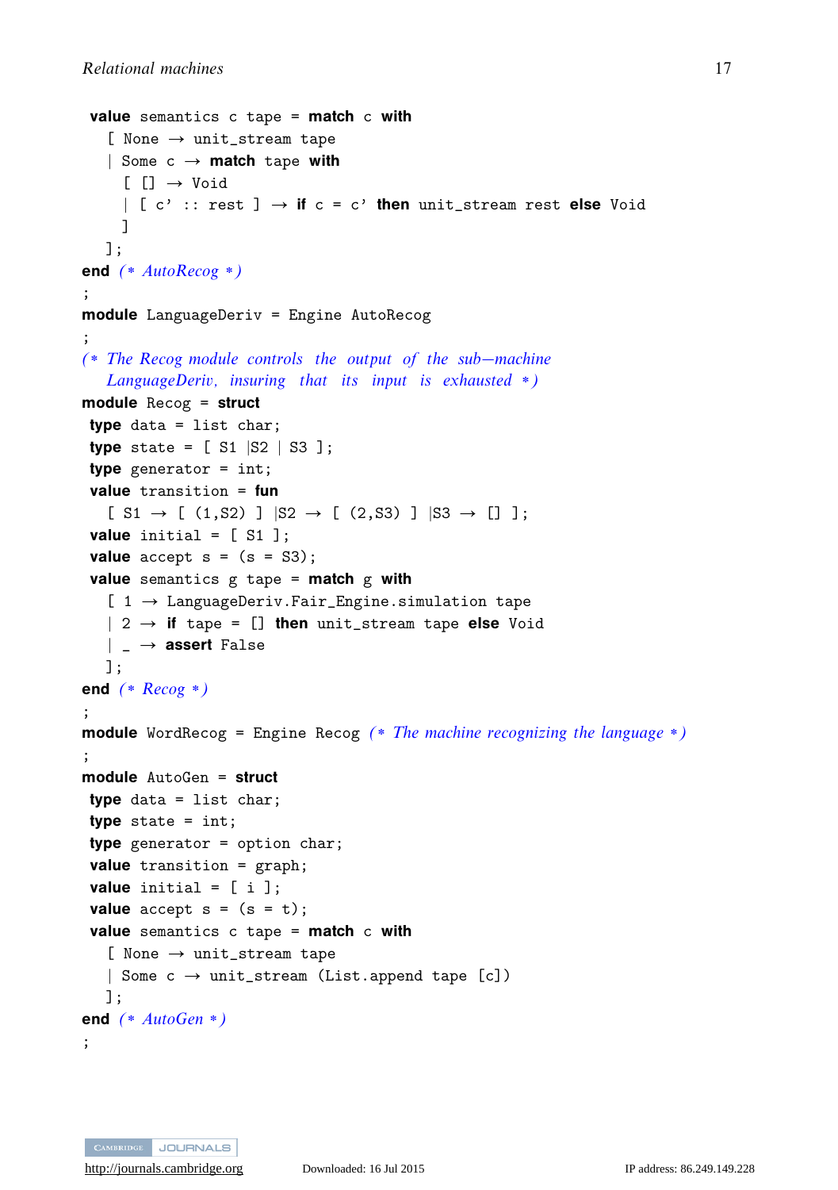```
 value semantics c tape = match c with
   [ None → unit_stream tape
   | Some c → match tape with
     [ [] → Void
     | [ c' :: rest ] → if c = c' then unit_stream rest else Void
     ]
   ];
end (* AutoRecog *)
;
module LanguageDeriv = Engine AutoRecog
;
(* The Recog module controls the output of the sub−machine
   LanguageDeriv, insuring that its input is exhausted *)
module Recog = struct
 type data = list char;
 type state = [ S1 |S2 | S3 ];
 type generator = int;
 value transition = fun
   [ S1 → [ (1,S2) ] |S2 → [ (2,S3) ] |S3 → [] ];
 value initial = [ S1 ];
 value accept s = (s = S3);
 value semantics g tape = match g with
   [ 1 → LanguageDeriv.Fair_Engine.simulation tape
   | 2 → if tape = [] then unit_stream tape else Void
   | _ → assert False
   ];
end (* Recog *)
;
module WordRecog = Engine Recog (* The machine recognizing the language *)
;
module AutoGen = struct
 type data = list char;
 type state = int;
 type generator = option char;
 value transition = graph;
 value initial = [ i ];
 value accept s = (s = t);
 value semantics c tape = match c with
   [ None → unit_stream tape
   | Some c → unit_stream (List.append tape [c])
   ];
end (* AutoGen *)
;
```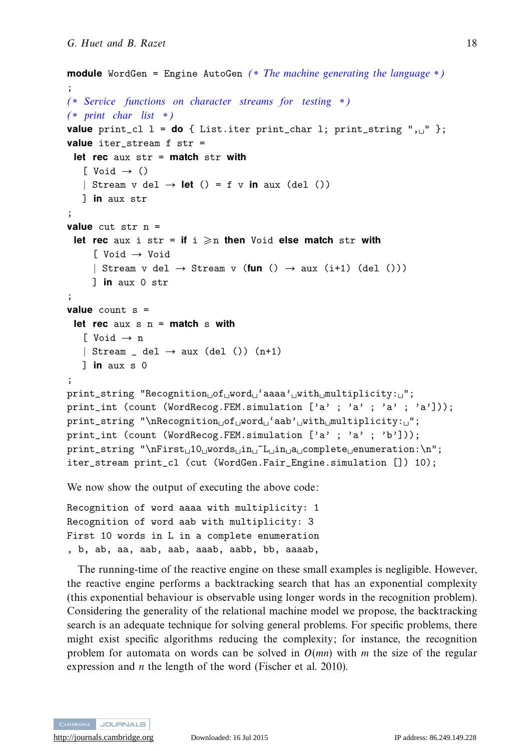```
module WordGen = Engine AutoGen (* The machine generating the language *)
;
(* Service functions on character streams for testing *)
(* print char list *)
value print_cl l = do { List.iter print_char l; print_string ", " };
value iter_stream f str =
  let rec aux str = match str with
    [ Void → ()
    | Stream v del → let () = f v in aux (del ())
    ] in aux str
;
value cut str n =
  let rec aux i str = if i ⩾n then Void else match str with
      [ Void → Void
      | Stream v del → Stream v (fun () → aux (i+1) (del ()))
      ] in aux 0 str
;
value count s =
  let rec aux s n = match s with
    [ Void → n
    | Stream _ del → aux (del ()) (n+1)
    ] in aux s 0
;
print_string "Recognition of word 'aaaa' with multiplicity: ";
print_int (count (WordRecog.FEM.simulation ['a' ; 'a' ; 'a' ; 'a']));
print_string "\nRecognition of word 'aab' with multiplicity: ";
print_int (count (WordRecog.FEM.simulation ['a' ; 'a' ; 'b']));
print_string "\nFirst 10 words in ~L in a complete enumeration:\n";
iter_stream print_cl (cut (WordGen.Fair_Engine.simulation []) 10);
```

We now show the output of executing the above code:

```
Recognition of word aaaa with multiplicity: 1
Recognition of word aab with multiplicity: 3
First 10 words in L in a complete enumeration
, b, ab, aa, aab, aab, aaab, aabb, bb, aaaab,
```

The running-time of the reactive engine on these small examples is negligible. However, the reactive engine performs a backtracking search that has an exponential complexity (this exponential behaviour is observable using longer words in the recognition problem). Considering the generality of the relational machine model we propose, the backtracking search is an adequate technique for solving general problems. For specific problems, there might exist specific algorithms reducing the complexity; for instance, the recognition problem for automata on words can be solved in $O(mn)$ with $m$ the size of the regular expression and $n$ the length of the word (Fischer et al. 2010).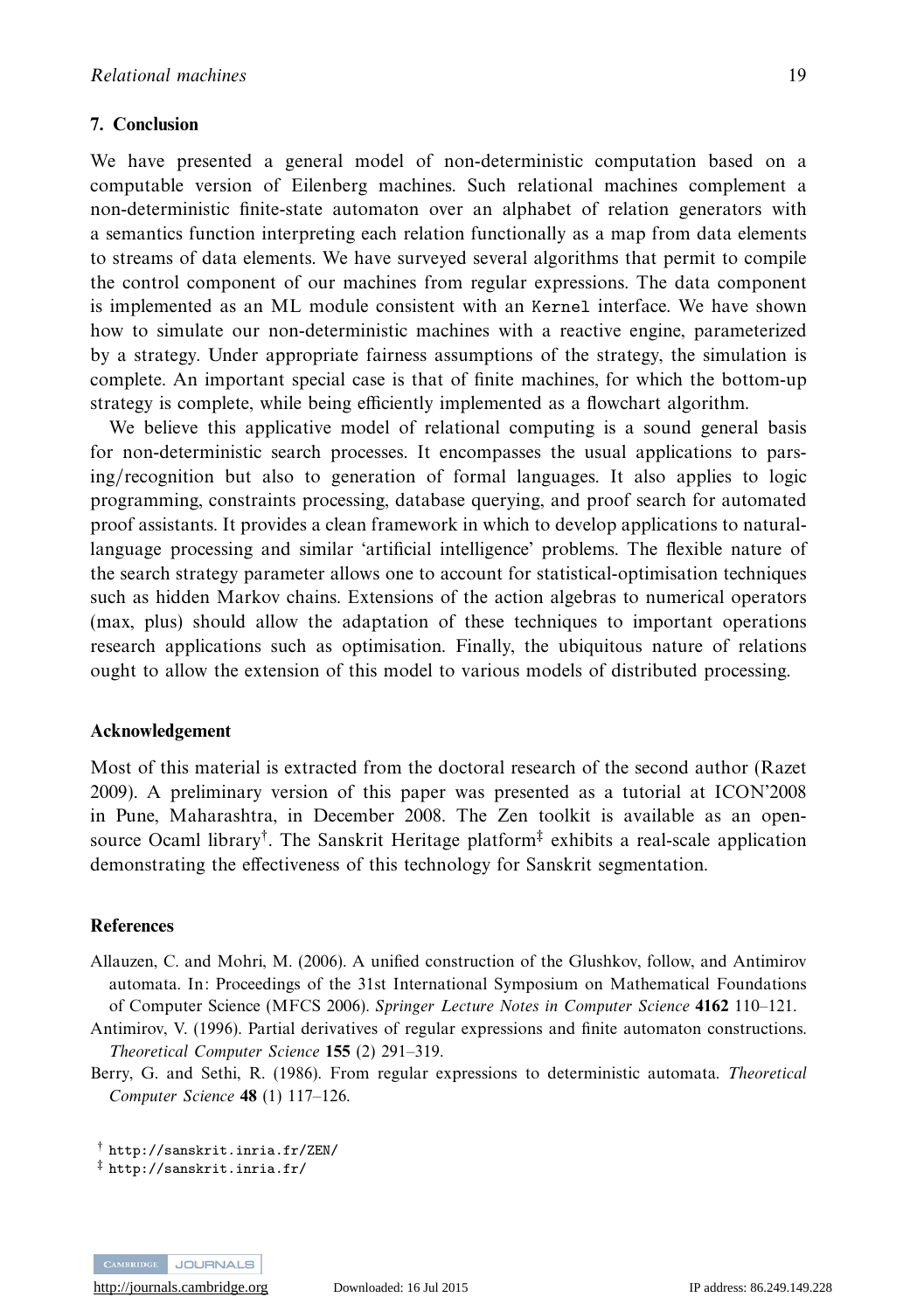## 7. Conclusion

We have presented a general model of non-deterministic computation based on a computable version of Eilenberg machines. Such relational machines complement a non-deterministic finite-state automaton over an alphabet of relation generators with a semantics function interpreting each relation functionally as a map from data elements to streams of data elements. We have surveyed several algorithms that permit to compile the control component of our machines from regular expressions. The data component is implemented as an ML module consistent with an `Kernel` interface. We have shown how to simulate our non-deterministic machines with a reactive engine, parameterized by a strategy. Under appropriate fairness assumptions of the strategy, the simulation is complete. An important special case is that of finite machines, for which the bottom-up strategy is complete, while being efficiently implemented as a flowchart algorithm.

We believe this applicative model of relational computing is a sound general basis for non-deterministic search processes. It encompasses the usual applications to parsing/recognition but also to generation of formal languages. It also applies to logic programming, constraints processing, database querying, and proof search for automated proof assistants. It provides a clean framework in which to develop applications to natural-language processing and similar 'artificial intelligence' problems. The flexible nature of the search strategy parameter allows one to account for statistical-optimisation techniques such as hidden Markov chains. Extensions of the action algebras to numerical operators (max, plus) should allow the adaptation of these techniques to important operations research applications such as optimisation. Finally, the ubiquitous nature of relations ought to allow the extension of this model to various models of distributed processing.

## Acknowledgement

Most of this material is extracted from the doctoral research of the second author (Razet 2009). A preliminary version of this paper was presented as a tutorial at ICON'2008 in Pune, Maharashtra, in December 2008. The Zen toolkit is available as an open-source Ocaml library[†]. The Sanskrit Heritage platform[‡] exhibits a real-scale application demonstrating the effectiveness of this technology for Sanskrit segmentation.

## References

Allauzen, C. and Mohri, M. (2006). A unified construction of the Glushkov, follow, and Antimirov automata. In: Proceedings of the 31st International Symposium on Mathematical Foundations of Computer Science (MFCS 2006). *Springer Lecture Notes in Computer Science* **4162** 110–121.

Antimirov, V. (1996). Partial derivatives of regular expressions and finite automaton constructions. *Theoretical Computer Science* **155** (2) 291–319.

Berry, G. and Sethi, R. (1986). From regular expressions to deterministic automata. *Theoretical Computer Science* **48** (1) 117–126.

[†] `http://sanskrit.inria.fr/ZEN/`

[‡] `http://sanskrit.inria.fr/`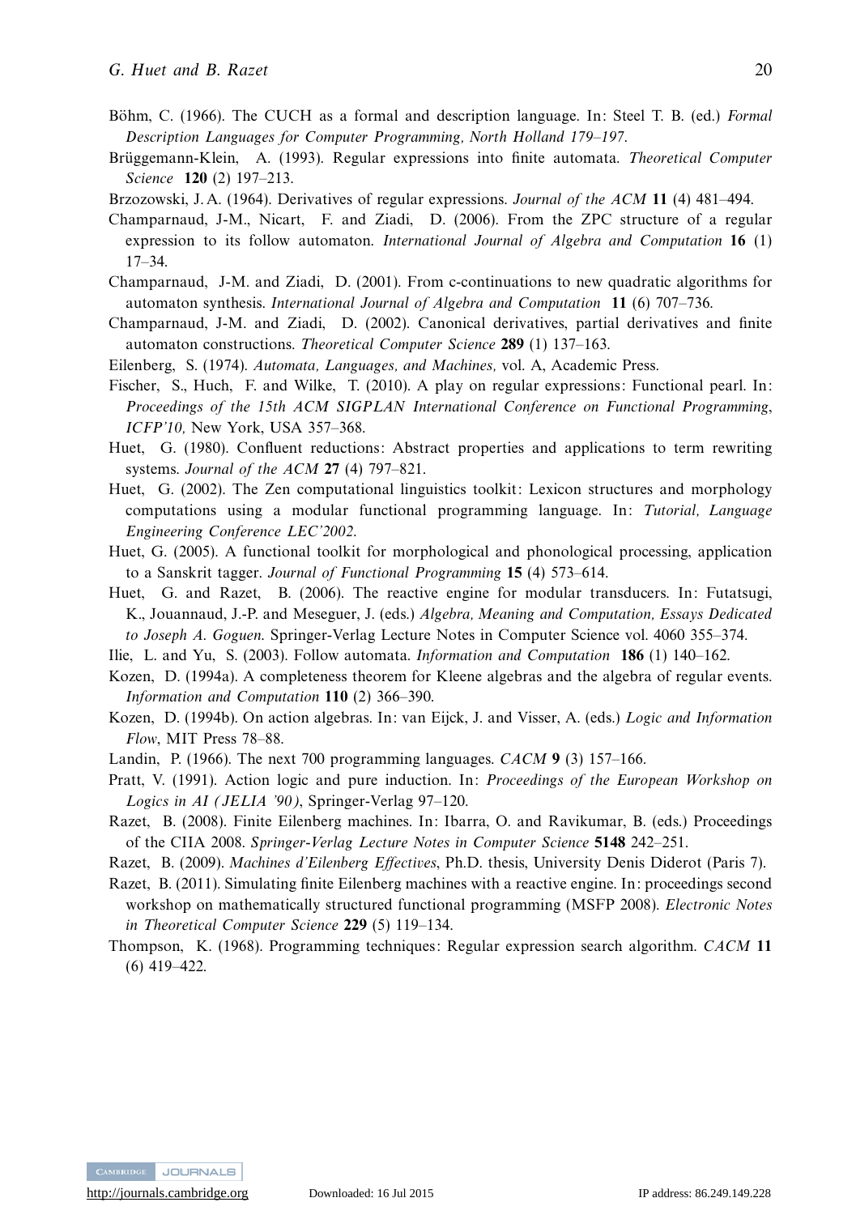Böhm, C. (1966). The CUCH as a formal and description language. In: Steel T. B. (ed.) *Formal Description Languages for Computer Programming, North Holland 179–197*.

Brüggemann-Klein, A. (1993). Regular expressions into finite automata. *Theoretical Computer Science* **120** (2) 197–213.

Brzozowski, J. A. (1964). Derivatives of regular expressions. *Journal of the ACM* **11** (4) 481–494.

Champarnaud, J-M., Nicart, F. and Ziadi, D. (2006). From the ZPC structure of a regular expression to its follow automaton. *International Journal of Algebra and Computation* **16** (1) 17–34.

Champarnaud, J-M. and Ziadi, D. (2001). From c-continuations to new quadratic algorithms for automaton synthesis. *International Journal of Algebra and Computation* **11** (6) 707–736.

Champarnaud, J-M. and Ziadi, D. (2002). Canonical derivatives, partial derivatives and finite automaton constructions. *Theoretical Computer Science* **289** (1) 137–163.

Eilenberg, S. (1974). *Automata, Languages, and Machines,* vol. A, Academic Press.

Fischer, S., Huch, F. and Wilke, T. (2010). A play on regular expressions: Functional pearl. In: *Proceedings of the 15th ACM SIGPLAN International Conference on Functional Programming, ICFP'10,* New York, USA 357–368.

Huet, G. (1980). Confluent reductions: Abstract properties and applications to term rewriting systems. *Journal of the ACM* **27** (4) 797–821.

Huet, G. (2002). The Zen computational linguistics toolkit: Lexicon structures and morphology computations using a modular functional programming language. In: *Tutorial, Language Engineering Conference LEC'2002*.

Huet, G. (2005). A functional toolkit for morphological and phonological processing, application to a Sanskrit tagger. *Journal of Functional Programming* **15** (4) 573–614.

Huet, G. and Razet, B. (2006). The reactive engine for modular transducers. In: Futatsugi, K., Jouannaud, J.-P. and Meseguer, J. (eds.) *Algebra, Meaning and Computation, Essays Dedicated to Joseph A. Goguen*. Springer-Verlag Lecture Notes in Computer Science vol. 4060 355–374.

Ilie, L. and Yu, S. (2003). Follow automata. *Information and Computation* **186** (1) 140–162.

Kozen, D. (1994a). A completeness theorem for Kleene algebras and the algebra of regular events. *Information and Computation* **110** (2) 366–390.

Kozen, D. (1994b). On action algebras. In: van Eijck, J. and Visser, A. (eds.) *Logic and Information Flow*, MIT Press 78–88.

Landin, P. (1966). The next 700 programming languages. *CACM* **9** (3) 157–166.

Pratt, V. (1991). Action logic and pure induction. In: *Proceedings of the European Workshop on Logics in AI (JELIA '90)*, Springer-Verlag 97–120.

Razet, B. (2008). Finite Eilenberg machines. In: Ibarra, O. and Ravikumar, B. (eds.) Proceedings of the CIIA 2008. *Springer-Verlag Lecture Notes in Computer Science* **5148** 242–251.

Razet, B. (2009). *Machines d'Eilenberg Effectives*, Ph.D. thesis, University Denis Diderot (Paris 7).

Razet, B. (2011). Simulating finite Eilenberg machines with a reactive engine. In: proceedings second workshop on mathematically structured functional programming (MSFP 2008). *Electronic Notes in Theoretical Computer Science* **229** (5) 119–134.

Thompson, K. (1968). Programming techniques: Regular expression search algorithm. *CACM* **11** (6) 419–422.